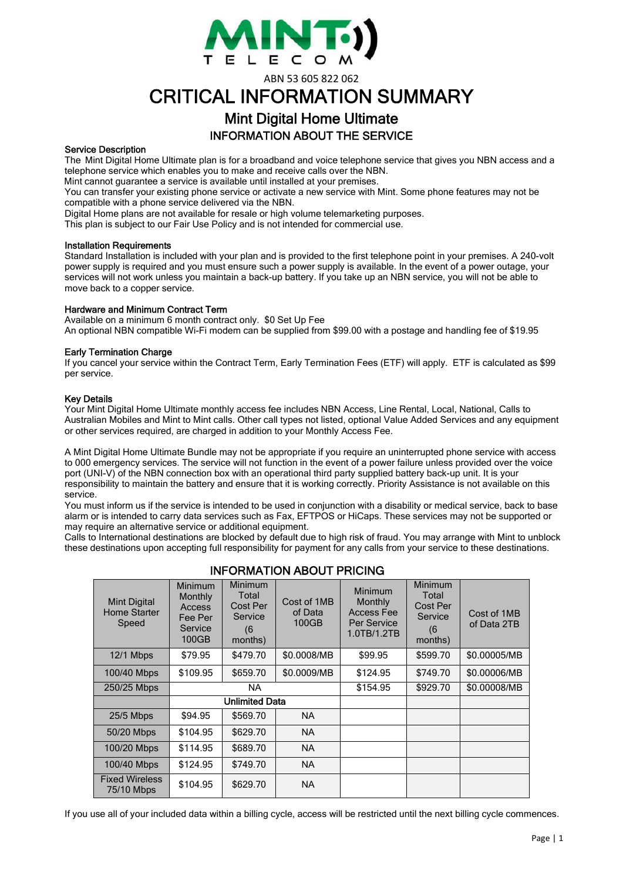MINT TELECOM

ABN 53 605 822 062

# CRITICAL INFORMATION SUMMARY

## Mint Digital Home Ultimate

### INFORMATION ABOUT THE SERVICE

**Service Description**

The Mint Digital Home Ultimate plan is for a broadband and voice telephone service that gives you NBN access and a telephone service which enables you to make and receive calls over the NBN.
Mint cannot guarantee a service is available until installed at your premises.
You can transfer your existing phone service or activate a new service with Mint. Some phone features may not be compatible with a phone service delivered via the NBN.
Digital Home plans are not available for resale or high volume telemarketing purposes.
This plan is subject to our Fair Use Policy and is not intended for commercial use.

**Installation Requirements**

Standard Installation is included with your plan and is provided to the first telephone point in your premises. A 240-volt power supply is required and you must ensure such a power supply is available. In the event of a power outage, your services will not work unless you maintain a back-up battery. If you take up an NBN service, you will not be able to move back to a copper service.

**Hardware and Minimum Contract Term**

Available on a minimum 6 month contract only. $0 Set Up Fee
An optional NBN compatible Wi-Fi modem can be supplied from $99.00 with a postage and handling fee of $19.95

**Early Termination Charge**

If you cancel your service within the Contract Term, Early Termination Fees (ETF) will apply. ETF is calculated as $99 per service.

**Key Details**

Your Mint Digital Home Ultimate monthly access fee includes NBN Access, Line Rental, Local, National, Calls to Australian Mobiles and Mint to Mint calls. Other call types not listed, optional Value Added Services and any equipment or other services required, are charged in addition to your Monthly Access Fee.

A Mint Digital Home Ultimate Bundle may not be appropriate if you require an uninterrupted phone service with access to 000 emergency services. The service will not function in the event of a power failure unless provided over the voice port (UNI-V) of the NBN connection box with an operational third party supplied battery back-up unit. It is your responsibility to maintain the battery and ensure that it is working correctly. Priority Assistance is not available on this service.
You must inform us if the service is intended to be used in conjunction with a disability or medical service, back to base alarm or is intended to carry data services such as Fax, EFTPOS or HiCaps. These services may not be supported or may require an alternative service or additional equipment.
Calls to International destinations are blocked by default due to high risk of fraud. You may arrange with Mint to unblock these destinations upon accepting full responsibility for payment for any calls from your service to these destinations.

### INFORMATION ABOUT PRICING

| Mint Digital Home Starter Speed | Minimum Monthly Access Fee Per Service 100GB | Minimum Total Cost Per Service (6 months) | Cost of 1MB of Data 100GB | Minimum Monthly Access Fee Per Service 1.0TB/1.2TB | Minimum Total Cost Per Service (6 months) | Cost of 1MB of Data 2TB |
|---|---|---|---|---|---|---|
| 12/1 Mbps | $79.95 | $479.70 | $0.0008/MB | $99.95 | $599.70 | $0.00005/MB |
| 100/40 Mbps | $109.95 | $659.70 | $0.0009/MB | $124.95 | $749.70 | $0.00006/MB |
| 250/25 Mbps | NA | | | $154.95 | $929.70 | $0.00008/MB |
| | Unlimited Data | | | | | |
| 25/5 Mbps | $94.95 | $569.70 | NA | | | |
| 50/20 Mbps | $104.95 | $629.70 | NA | | | |
| 100/20 Mbps | $114.95 | $689.70 | NA | | | |
| 100/40 Mbps | $124.95 | $749.70 | NA | | | |
| Fixed Wireless 75/10 Mbps | $104.95 | $629.70 | NA | | | |

If you use all of your included data within a billing cycle, access will be restricted until the next billing cycle commences.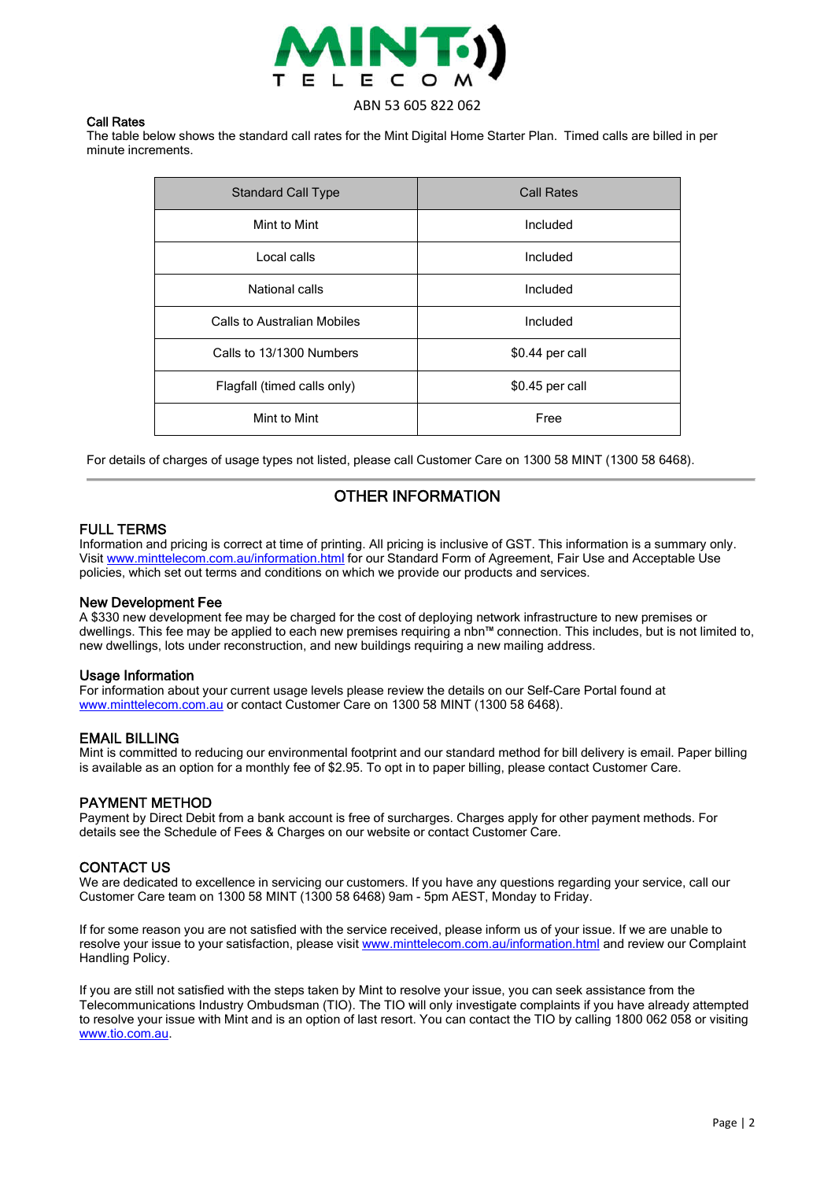MINT TELECOM

ABN 53 605 822 062

### Call Rates

The table below shows the standard call rates for the Mint Digital Home Starter Plan. Timed calls are billed in per minute increments.

| Standard Call Type | Call Rates |
| --- | --- |
| Mint to Mint | Included |
| Local calls | Included |
| National calls | Included |
| Calls to Australian Mobiles | Included |
| Calls to 13/1300 Numbers | $0.44 per call |
| Flagfall (timed calls only) | $0.45 per call |
| Mint to Mint | Free |

For details of charges of usage types not listed, please call Customer Care on 1300 58 MINT (1300 58 6468).

## OTHER INFORMATION

### FULL TERMS

Information and pricing is correct at time of printing. All pricing is inclusive of GST. This information is a summary only. Visit www.minttelecom.com.au/information.html for our Standard Form of Agreement, Fair Use and Acceptable Use policies, which set out terms and conditions on which we provide our products and services.

### New Development Fee

A $330 new development fee may be charged for the cost of deploying network infrastructure to new premises or dwellings. This fee may be applied to each new premises requiring a nbn™ connection. This includes, but is not limited to, new dwellings, lots under reconstruction, and new buildings requiring a new mailing address.

### Usage Information

For information about your current usage levels please review the details on our Self-Care Portal found at www.minttelecom.com.au or contact Customer Care on 1300 58 MINT (1300 58 6468).

### EMAIL BILLING

Mint is committed to reducing our environmental footprint and our standard method for bill delivery is email. Paper billing is available as an option for a monthly fee of $2.95. To opt in to paper billing, please contact Customer Care.

### PAYMENT METHOD

Payment by Direct Debit from a bank account is free of surcharges. Charges apply for other payment methods. For details see the Schedule of Fees & Charges on our website or contact Customer Care.

### CONTACT US

We are dedicated to excellence in servicing our customers. If you have any questions regarding your service, call our Customer Care team on 1300 58 MINT (1300 58 6468) 9am - 5pm AEST, Monday to Friday.

If for some reason you are not satisfied with the service received, please inform us of your issue. If we are unable to resolve your issue to your satisfaction, please visit www.minttelecom.com.au/information.html and review our Complaint Handling Policy.

If you are still not satisfied with the steps taken by Mint to resolve your issue, you can seek assistance from the Telecommunications Industry Ombudsman (TIO). The TIO will only investigate complaints if you have already attempted to resolve your issue with Mint and is an option of last resort. You can contact the TIO by calling 1800 062 058 or visiting www.tio.com.au.